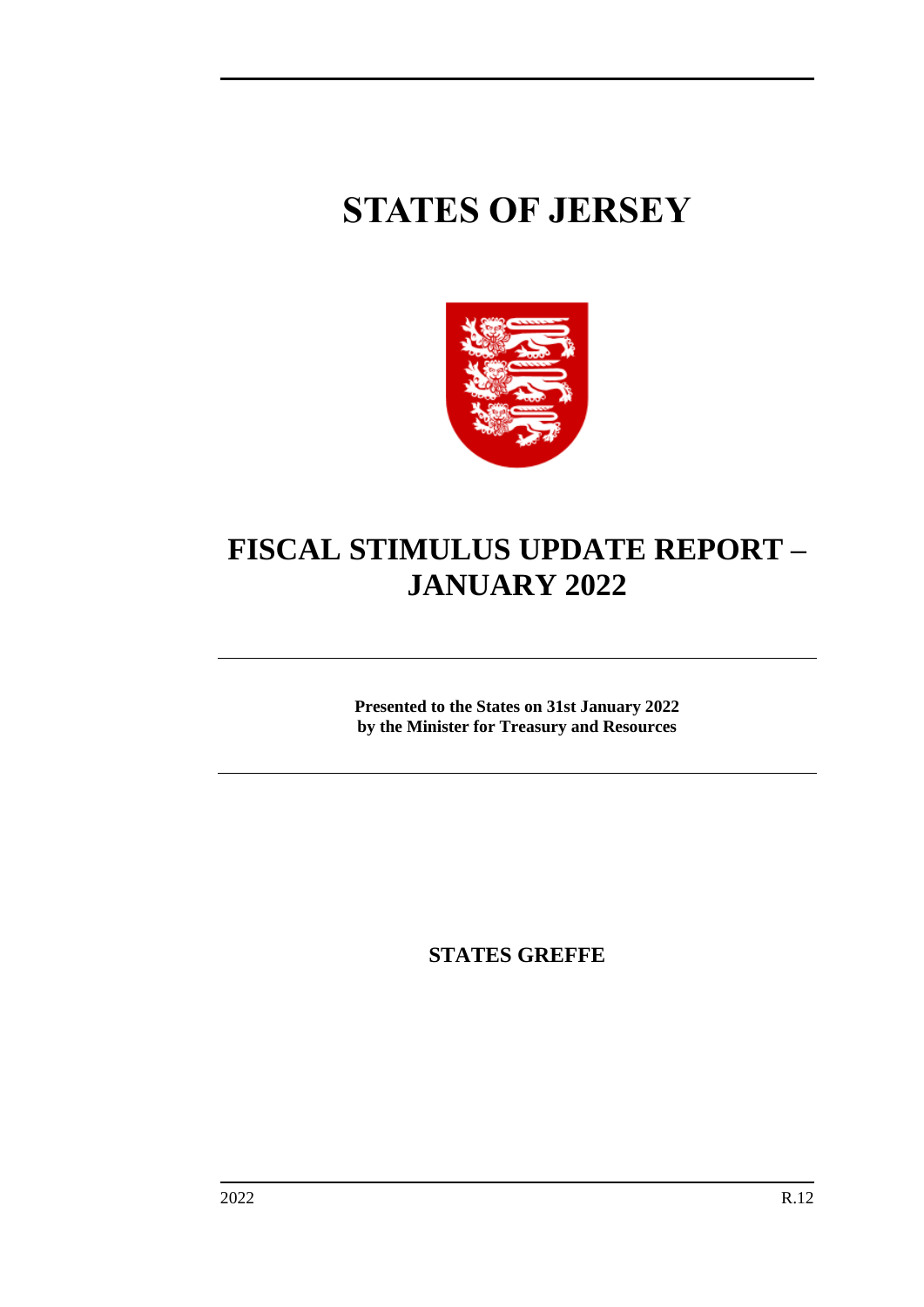# STATES OF JERSEY

# FISCAL STIMULUS UPDATE REPORT – JANUARY 2022

**Presented to the States on 31st January 2022**
**by the Minister for Treasury and Resources**

**STATES GREFFE**

2022 R.12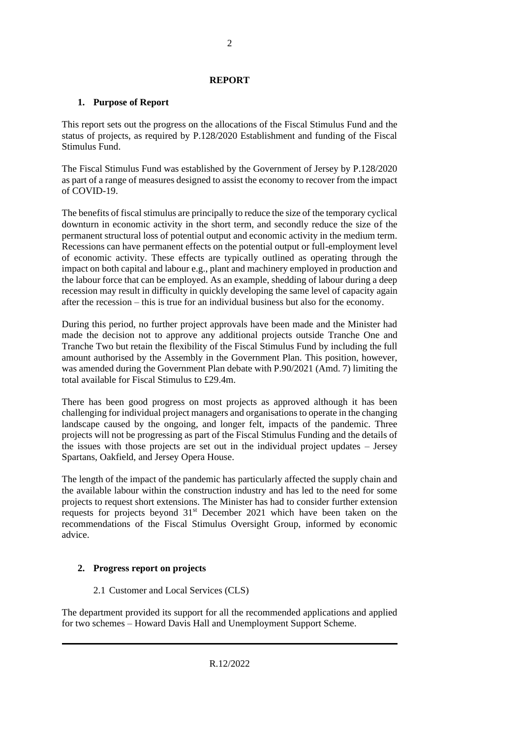## REPORT

### 1. Purpose of Report

This report sets out the progress on the allocations of the Fiscal Stimulus Fund and the status of projects, as required by P.128/2020 Establishment and funding of the Fiscal Stimulus Fund.

The Fiscal Stimulus Fund was established by the Government of Jersey by P.128/2020 as part of a range of measures designed to assist the economy to recover from the impact of COVID-19.

The benefits of fiscal stimulus are principally to reduce the size of the temporary cyclical downturn in economic activity in the short term, and secondly reduce the size of the permanent structural loss of potential output and economic activity in the medium term. Recessions can have permanent effects on the potential output or full-employment level of economic activity. These effects are typically outlined as operating through the impact on both capital and labour e.g., plant and machinery employed in production and the labour force that can be employed. As an example, shedding of labour during a deep recession may result in difficulty in quickly developing the same level of capacity again after the recession – this is true for an individual business but also for the economy.

During this period, no further project approvals have been made and the Minister had made the decision not to approve any additional projects outside Tranche One and Tranche Two but retain the flexibility of the Fiscal Stimulus Fund by including the full amount authorised by the Assembly in the Government Plan. This position, however, was amended during the Government Plan debate with P.90/2021 (Amd. 7) limiting the total available for Fiscal Stimulus to £29.4m.

There has been good progress on most projects as approved although it has been challenging for individual project managers and organisations to operate in the changing landscape caused by the ongoing, and longer felt, impacts of the pandemic. Three projects will not be progressing as part of the Fiscal Stimulus Funding and the details of the issues with those projects are set out in the individual project updates – Jersey Spartans, Oakfield, and Jersey Opera House.

The length of the impact of the pandemic has particularly affected the supply chain and the available labour within the construction industry and has led to the need for some projects to request short extensions. The Minister has had to consider further extension requests for projects beyond 31st December 2021 which have been taken on the recommendations of the Fiscal Stimulus Oversight Group, informed by economic advice.

### 2. Progress report on projects

#### 2.1 Customer and Local Services (CLS)

The department provided its support for all the recommended applications and applied for two schemes – Howard Davis Hall and Unemployment Support Scheme.

R.12/2022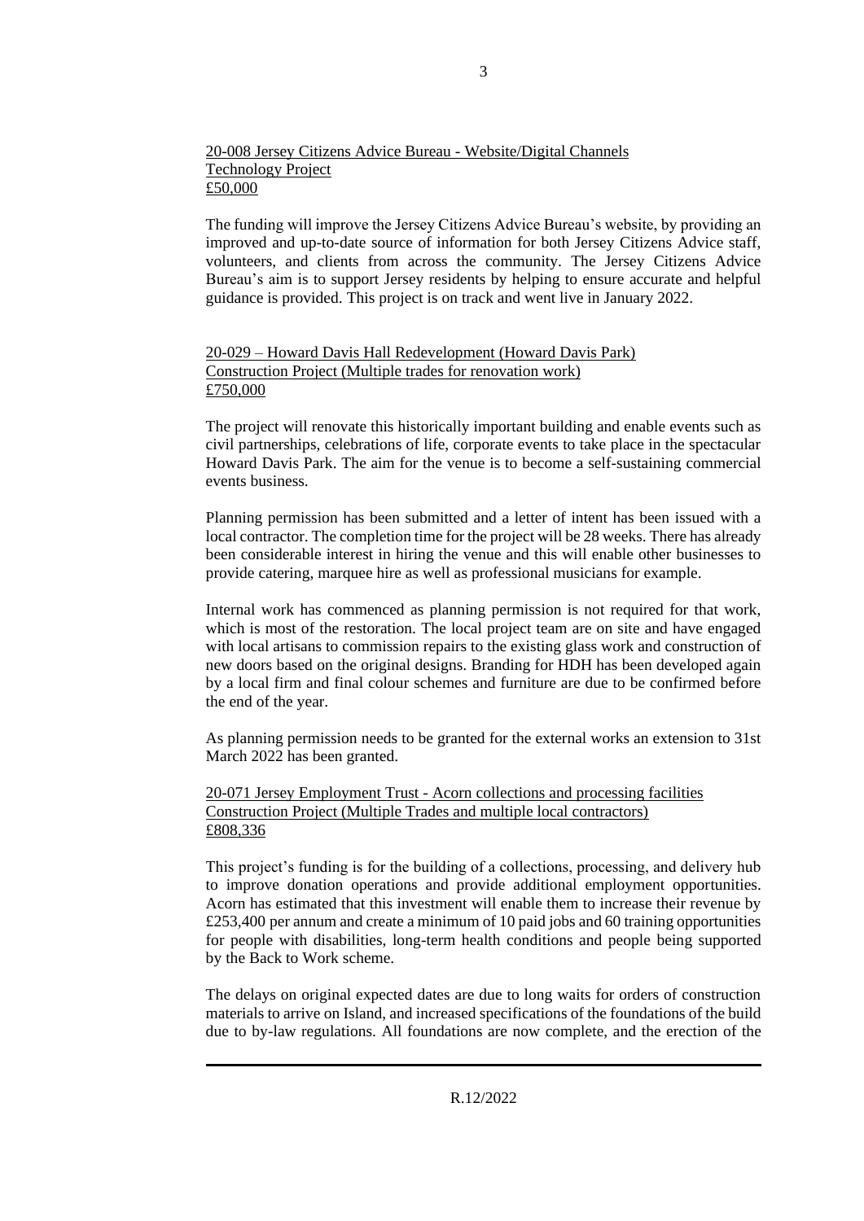20-008 Jersey Citizens Advice Bureau - Website/Digital Channels
Technology Project
£50,000

The funding will improve the Jersey Citizens Advice Bureau's website, by providing an improved and up-to-date source of information for both Jersey Citizens Advice staff, volunteers, and clients from across the community. The Jersey Citizens Advice Bureau's aim is to support Jersey residents by helping to ensure accurate and helpful guidance is provided. This project is on track and went live in January 2022.

20-029 – Howard Davis Hall Redevelopment (Howard Davis Park)
Construction Project (Multiple trades for renovation work)
£750,000

The project will renovate this historically important building and enable events such as civil partnerships, celebrations of life, corporate events to take place in the spectacular Howard Davis Park. The aim for the venue is to become a self-sustaining commercial events business.

Planning permission has been submitted and a letter of intent has been issued with a local contractor. The completion time for the project will be 28 weeks. There has already been considerable interest in hiring the venue and this will enable other businesses to provide catering, marquee hire as well as professional musicians for example.

Internal work has commenced as planning permission is not required for that work, which is most of the restoration. The local project team are on site and have engaged with local artisans to commission repairs to the existing glass work and construction of new doors based on the original designs. Branding for HDH has been developed again by a local firm and final colour schemes and furniture are due to be confirmed before the end of the year.

As planning permission needs to be granted for the external works an extension to 31st March 2022 has been granted.

20-071 Jersey Employment Trust - Acorn collections and processing facilities
Construction Project (Multiple Trades and multiple local contractors)
£808,336

This project's funding is for the building of a collections, processing, and delivery hub to improve donation operations and provide additional employment opportunities. Acorn has estimated that this investment will enable them to increase their revenue by £253,400 per annum and create a minimum of 10 paid jobs and 60 training opportunities for people with disabilities, long-term health conditions and people being supported by the Back to Work scheme.

The delays on original expected dates are due to long waits for orders of construction materials to arrive on Island, and increased specifications of the foundations of the build due to by-law regulations. All foundations are now complete, and the erection of the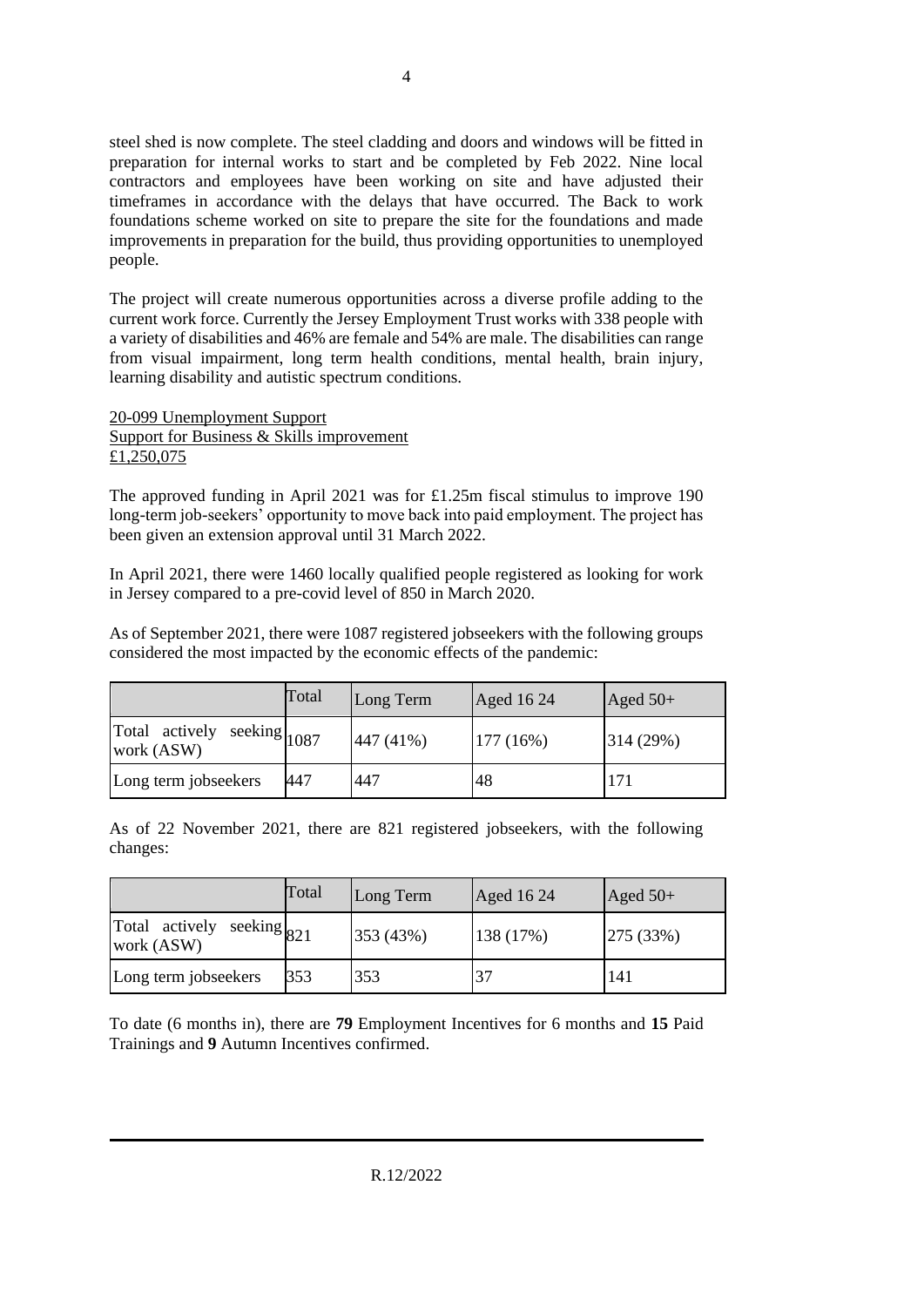steel shed is now complete. The steel cladding and doors and windows will be fitted in preparation for internal works to start and be completed by Feb 2022. Nine local contractors and employees have been working on site and have adjusted their timeframes in accordance with the delays that have occurred. The Back to work foundations scheme worked on site to prepare the site for the foundations and made improvements in preparation for the build, thus providing opportunities to unemployed people.

The project will create numerous opportunities across a diverse profile adding to the current work force. Currently the Jersey Employment Trust works with 338 people with a variety of disabilities and 46% are female and 54% are male. The disabilities can range from visual impairment, long term health conditions, mental health, brain injury, learning disability and autistic spectrum conditions.

<u>20-099 Unemployment Support</u>
<u>Support for Business & Skills improvement</u>
<u>£1,250,075</u>

The approved funding in April 2021 was for £1.25m fiscal stimulus to improve 190 long-term job-seekers' opportunity to move back into paid employment. The project has been given an extension approval until 31 March 2022.

In April 2021, there were 1460 locally qualified people registered as looking for work in Jersey compared to a pre-covid level of 850 in March 2020.

As of September 2021, there were 1087 registered jobseekers with the following groups considered the most impacted by the economic effects of the pandemic:

| | Total | Long Term | Aged 16 24 | Aged 50+ |
|---|---|---|---|---|
| Total actively seeking work (ASW) | 1087 | 447 (41%) | 177 (16%) | 314 (29%) |
| Long term jobseekers | 447 | 447 | 48 | 171 |

As of 22 November 2021, there are 821 registered jobseekers, with the following changes:

| | Total | Long Term | Aged 16 24 | Aged 50+ |
|---|---|---|---|---|
| Total actively seeking work (ASW) | 821 | 353 (43%) | 138 (17%) | 275 (33%) |
| Long term jobseekers | 353 | 353 | 37 | 141 |

To date (6 months in), there are **79** Employment Incentives for 6 months and **15** Paid Trainings and **9** Autumn Incentives confirmed.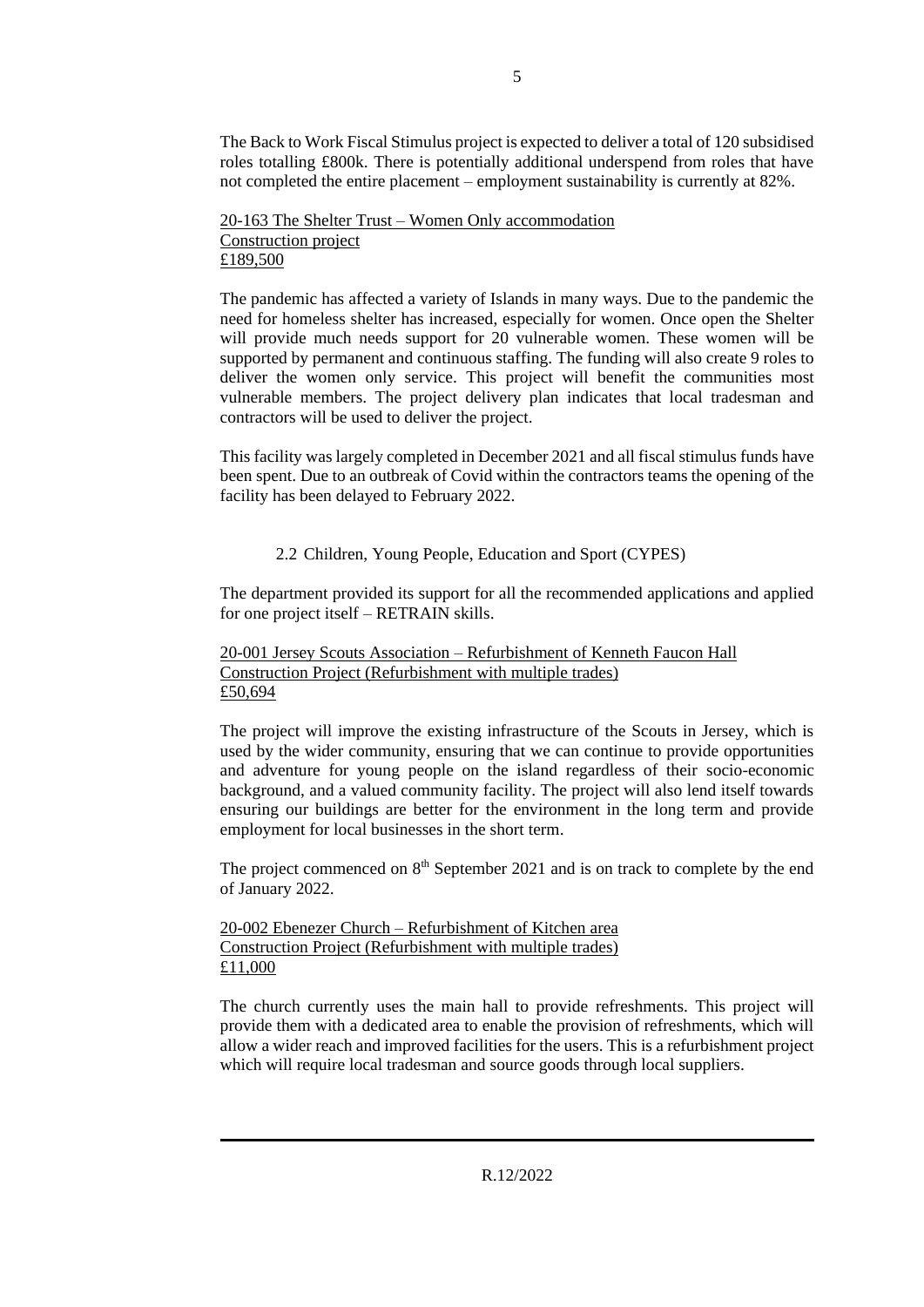The Back to Work Fiscal Stimulus project is expected to deliver a total of 120 subsidised roles totalling £800k. There is potentially additional underspend from roles that have not completed the entire placement – employment sustainability is currently at 82%.

20-163 The Shelter Trust – Women Only accommodation
Construction project
£189,500

The pandemic has affected a variety of Islands in many ways. Due to the pandemic the need for homeless shelter has increased, especially for women. Once open the Shelter will provide much needs support for 20 vulnerable women. These women will be supported by permanent and continuous staffing. The funding will also create 9 roles to deliver the women only service. This project will benefit the communities most vulnerable members. The project delivery plan indicates that local tradesman and contractors will be used to deliver the project.

This facility was largely completed in December 2021 and all fiscal stimulus funds have been spent. Due to an outbreak of Covid within the contractors teams the opening of the facility has been delayed to February 2022.

### 2.2 Children, Young People, Education and Sport (CYPES)

The department provided its support for all the recommended applications and applied for one project itself – RETRAIN skills.

20-001 Jersey Scouts Association – Refurbishment of Kenneth Faucon Hall
Construction Project (Refurbishment with multiple trades)
£50,694

The project will improve the existing infrastructure of the Scouts in Jersey, which is used by the wider community, ensuring that we can continue to provide opportunities and adventure for young people on the island regardless of their socio-economic background, and a valued community facility. The project will also lend itself towards ensuring our buildings are better for the environment in the long term and provide employment for local businesses in the short term.

The project commenced on 8th September 2021 and is on track to complete by the end of January 2022.

20-002 Ebenezer Church – Refurbishment of Kitchen area
Construction Project (Refurbishment with multiple trades)
£11,000

The church currently uses the main hall to provide refreshments. This project will provide them with a dedicated area to enable the provision of refreshments, which will allow a wider reach and improved facilities for the users. This is a refurbishment project which will require local tradesman and source goods through local suppliers.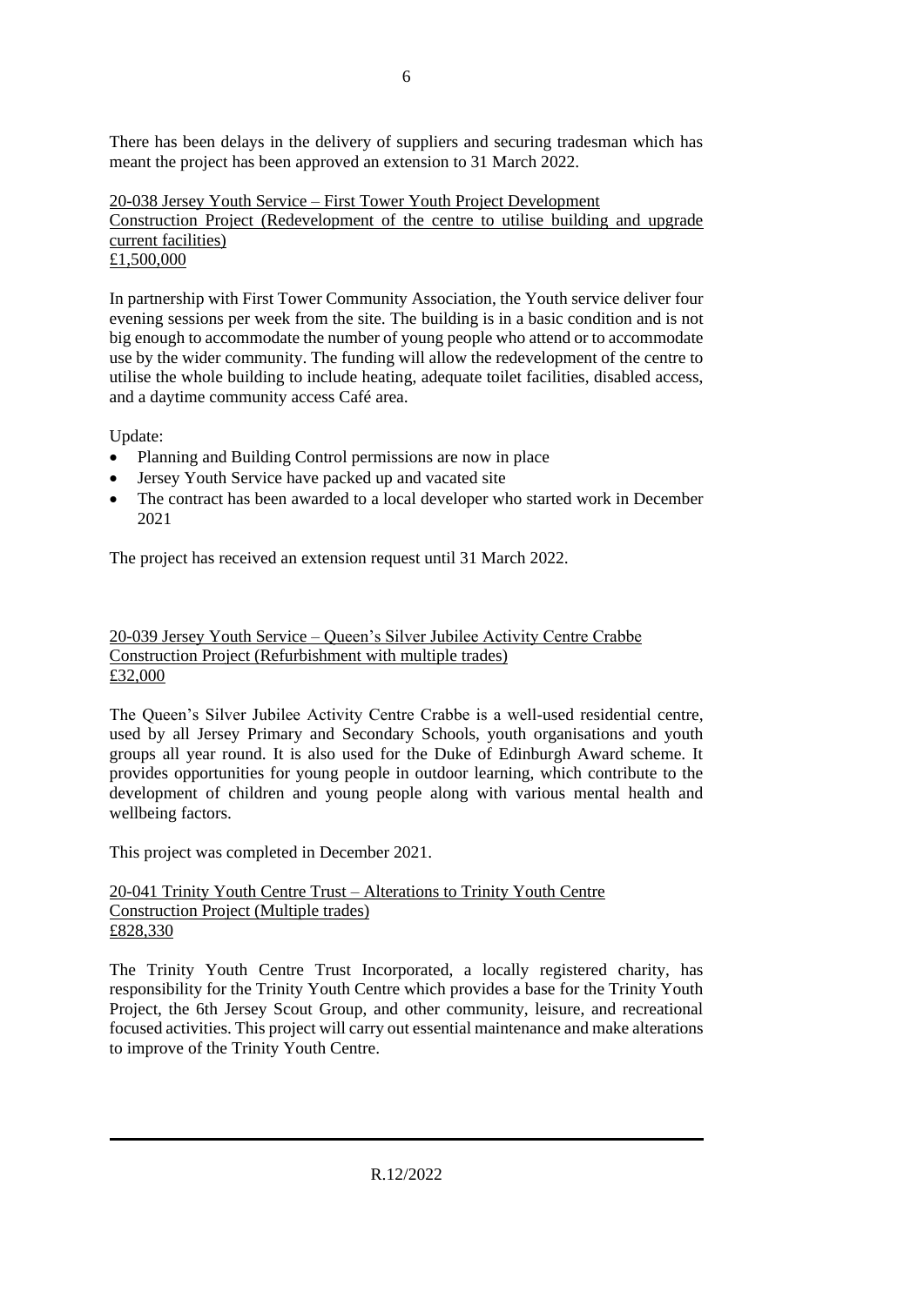There has been delays in the delivery of suppliers and securing tradesman which has meant the project has been approved an extension to 31 March 2022.

20-038 Jersey Youth Service – First Tower Youth Project Development
Construction Project (Redevelopment of the centre to utilise building and upgrade current facilities)
£1,500,000

In partnership with First Tower Community Association, the Youth service deliver four evening sessions per week from the site. The building is in a basic condition and is not big enough to accommodate the number of young people who attend or to accommodate use by the wider community. The funding will allow the redevelopment of the centre to utilise the whole building to include heating, adequate toilet facilities, disabled access, and a daytime community access Café area.

Update:

- Planning and Building Control permissions are now in place
- Jersey Youth Service have packed up and vacated site
- The contract has been awarded to a local developer who started work in December 2021

The project has received an extension request until 31 March 2022.

20-039 Jersey Youth Service – Queen's Silver Jubilee Activity Centre Crabbe
Construction Project (Refurbishment with multiple trades)
£32,000

The Queen's Silver Jubilee Activity Centre Crabbe is a well-used residential centre, used by all Jersey Primary and Secondary Schools, youth organisations and youth groups all year round. It is also used for the Duke of Edinburgh Award scheme. It provides opportunities for young people in outdoor learning, which contribute to the development of children and young people along with various mental health and wellbeing factors.

This project was completed in December 2021.

20-041 Trinity Youth Centre Trust – Alterations to Trinity Youth Centre
Construction Project (Multiple trades)
£828,330

The Trinity Youth Centre Trust Incorporated, a locally registered charity, has responsibility for the Trinity Youth Centre which provides a base for the Trinity Youth Project, the 6th Jersey Scout Group, and other community, leisure, and recreational focused activities. This project will carry out essential maintenance and make alterations to improve of the Trinity Youth Centre.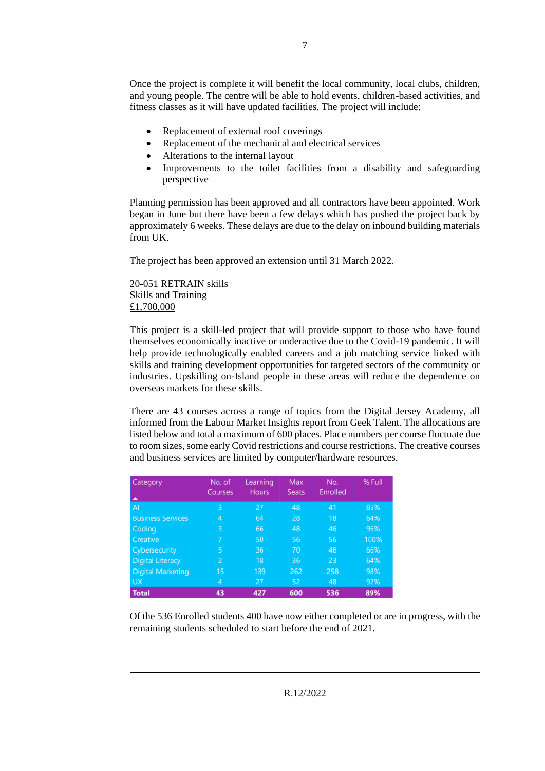Once the project is complete it will benefit the local community, local clubs, children, and young people. The centre will be able to hold events, children-based activities, and fitness classes as it will have updated facilities. The project will include:

- Replacement of external roof coverings
- Replacement of the mechanical and electrical services
- Alterations to the internal layout
- Improvements to the toilet facilities from a disability and safeguarding perspective

Planning permission has been approved and all contractors have been appointed. Work began in June but there have been a few delays which has pushed the project back by approximately 6 weeks. These delays are due to the delay on inbound building materials from UK.

The project has been approved an extension until 31 March 2022.

20-051 RETRAIN skills
Skills and Training
£1,700,000

This project is a skill-led project that will provide support to those who have found themselves economically inactive or underactive due to the Covid-19 pandemic. It will help provide technologically enabled careers and a job matching service linked with skills and training development opportunities for targeted sectors of the community or industries. Upskilling on-Island people in these areas will reduce the dependence on overseas markets for these skills.

There are 43 courses across a range of topics from the Digital Jersey Academy, all informed from the Labour Market Insights report from Geek Talent. The allocations are listed below and total a maximum of 600 places. Place numbers per course fluctuate due to room sizes, some early Covid restrictions and course restrictions. The creative courses and business services are limited by computer/hardware resources.

| Category | No. of Courses | Learning Hours | Max Seats | No. Enrolled | % Full |
|---|---|---|---|---|---|
| AI | 3 | 27 | 48 | 41 | 85% |
| Business Services | 4 | 64 | 28 | 18 | 64% |
| Coding | 3 | 66 | 48 | 46 | 96% |
| Creative | 7 | 50 | 56 | 56 | 100% |
| Cybersecurity | 5 | 36 | 70 | 46 | 66% |
| Digital Literacy | 2 | 18 | 36 | 23 | 64% |
| Digital Marketing | 15 | 139 | 262 | 258 | 98% |
| UX | 4 | 27 | 52 | 48 | 92% |
| **Total** | **43** | **427** | **600** | **536** | **89%** |

Of the 536 Enrolled students 400 have now either completed or are in progress, with the remaining students scheduled to start before the end of 2021.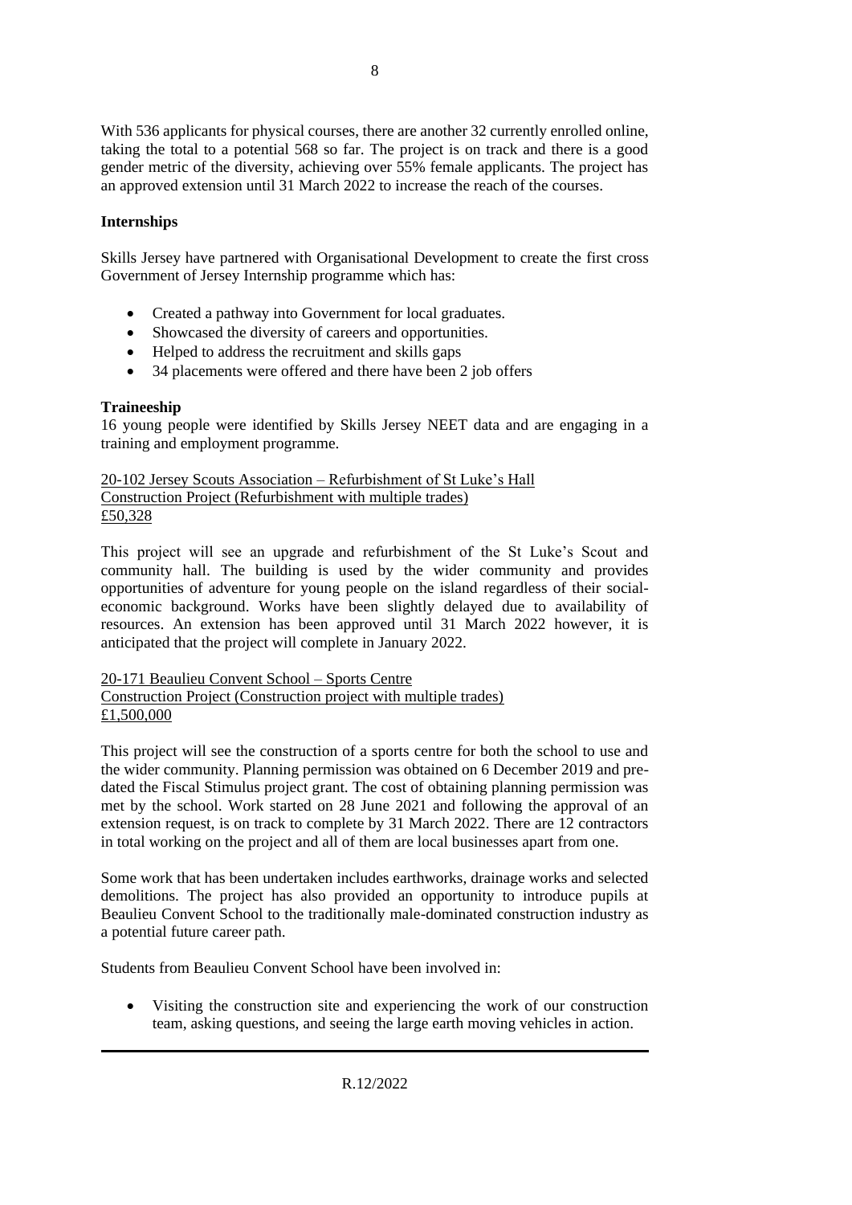With 536 applicants for physical courses, there are another 32 currently enrolled online, taking the total to a potential 568 so far. The project is on track and there is a good gender metric of the diversity, achieving over 55% female applicants. The project has an approved extension until 31 March 2022 to increase the reach of the courses.

**Internships**

Skills Jersey have partnered with Organisational Development to create the first cross Government of Jersey Internship programme which has:

- Created a pathway into Government for local graduates.
- Showcased the diversity of careers and opportunities.
- Helped to address the recruitment and skills gaps
- 34 placements were offered and there have been 2 job offers

**Traineeship**

16 young people were identified by Skills Jersey NEET data and are engaging in a training and employment programme.

<u>20-102 Jersey Scouts Association – Refurbishment of St Luke's Hall</u>
<u>Construction Project (Refurbishment with multiple trades)</u>
<u>£50,328</u>

This project will see an upgrade and refurbishment of the St Luke's Scout and community hall. The building is used by the wider community and provides opportunities of adventure for young people on the island regardless of their social-economic background. Works have been slightly delayed due to availability of resources. An extension has been approved until 31 March 2022 however, it is anticipated that the project will complete in January 2022.

<u>20-171 Beaulieu Convent School – Sports Centre</u>
<u>Construction Project (Construction project with multiple trades)</u>
<u>£1,500,000</u>

This project will see the construction of a sports centre for both the school to use and the wider community. Planning permission was obtained on 6 December 2019 and pre-dated the Fiscal Stimulus project grant. The cost of obtaining planning permission was met by the school. Work started on 28 June 2021 and following the approval of an extension request, is on track to complete by 31 March 2022. There are 12 contractors in total working on the project and all of them are local businesses apart from one.

Some work that has been undertaken includes earthworks, drainage works and selected demolitions. The project has also provided an opportunity to introduce pupils at Beaulieu Convent School to the traditionally male-dominated construction industry as a potential future career path.

Students from Beaulieu Convent School have been involved in:

- Visiting the construction site and experiencing the work of our construction team, asking questions, and seeing the large earth moving vehicles in action.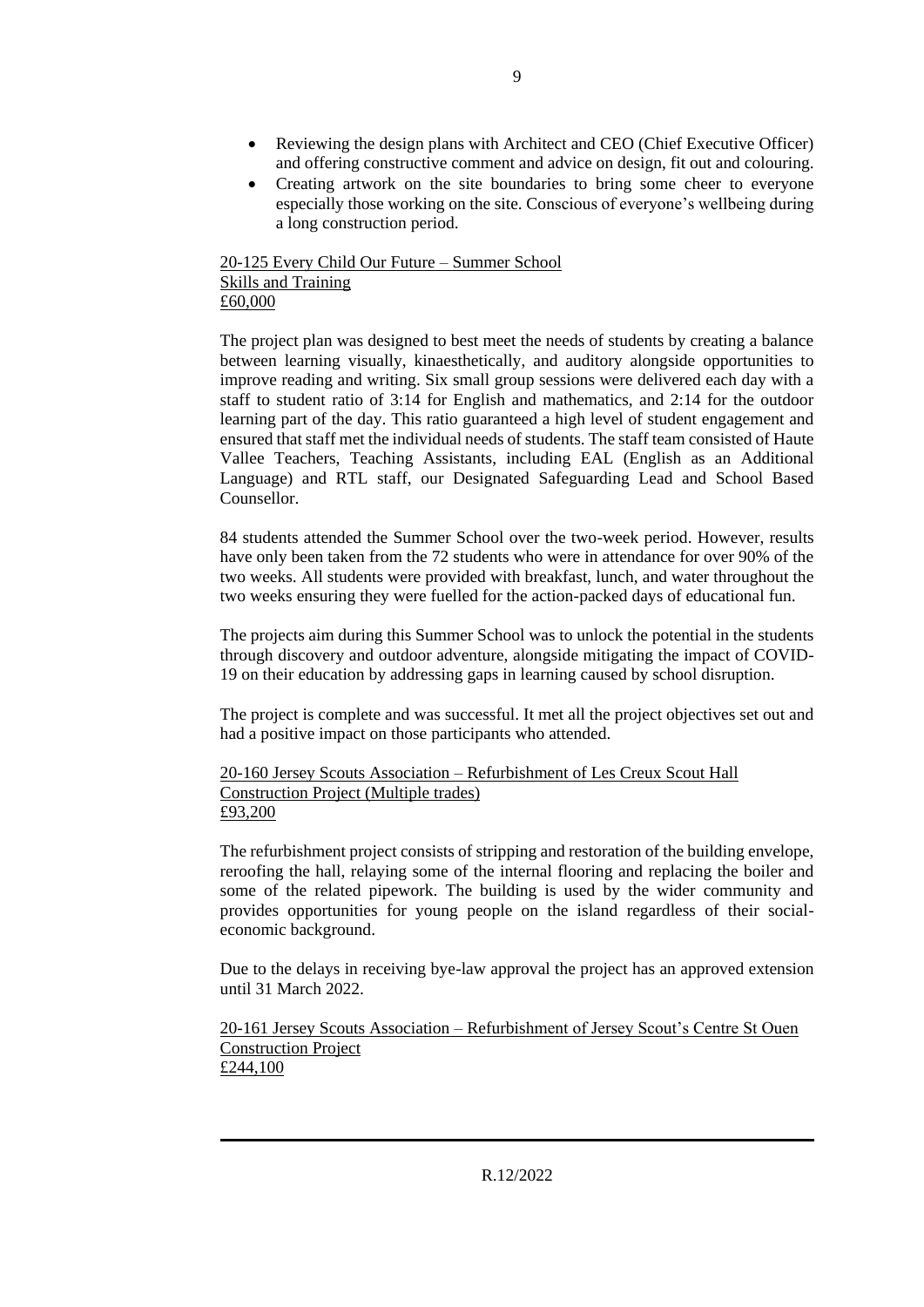- Reviewing the design plans with Architect and CEO (Chief Executive Officer) and offering constructive comment and advice on design, fit out and colouring.
- Creating artwork on the site boundaries to bring some cheer to everyone especially those working on the site. Conscious of everyone's wellbeing during a long construction period.

20-125 Every Child Our Future – Summer School
Skills and Training
£60,000

The project plan was designed to best meet the needs of students by creating a balance between learning visually, kinaesthetically, and auditory alongside opportunities to improve reading and writing. Six small group sessions were delivered each day with a staff to student ratio of 3:14 for English and mathematics, and 2:14 for the outdoor learning part of the day. This ratio guaranteed a high level of student engagement and ensured that staff met the individual needs of students. The staff team consisted of Haute Vallee Teachers, Teaching Assistants, including EAL (English as an Additional Language) and RTL staff, our Designated Safeguarding Lead and School Based Counsellor.

84 students attended the Summer School over the two-week period. However, results have only been taken from the 72 students who were in attendance for over 90% of the two weeks. All students were provided with breakfast, lunch, and water throughout the two weeks ensuring they were fuelled for the action-packed days of educational fun.

The projects aim during this Summer School was to unlock the potential in the students through discovery and outdoor adventure, alongside mitigating the impact of COVID-19 on their education by addressing gaps in learning caused by school disruption.

The project is complete and was successful. It met all the project objectives set out and had a positive impact on those participants who attended.

20-160 Jersey Scouts Association – Refurbishment of Les Creux Scout Hall
Construction Project (Multiple trades)
£93,200

The refurbishment project consists of stripping and restoration of the building envelope, reroofing the hall, relaying some of the internal flooring and replacing the boiler and some of the related pipework. The building is used by the wider community and provides opportunities for young people on the island regardless of their social-economic background.

Due to the delays in receiving bye-law approval the project has an approved extension until 31 March 2022.

20-161 Jersey Scouts Association – Refurbishment of Jersey Scout's Centre St Ouen
Construction Project
£244,100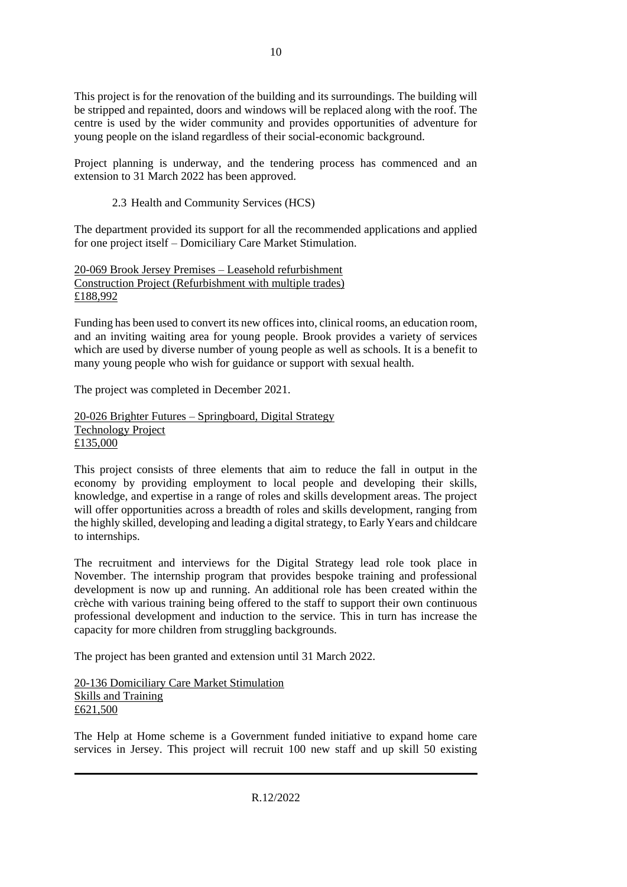This project is for the renovation of the building and its surroundings. The building will be stripped and repainted, doors and windows will be replaced along with the roof. The centre is used by the wider community and provides opportunities of adventure for young people on the island regardless of their social-economic background.

Project planning is underway, and the tendering process has commenced and an extension to 31 March 2022 has been approved.

### 2.3 Health and Community Services (HCS)

The department provided its support for all the recommended applications and applied for one project itself – Domiciliary Care Market Stimulation.

20-069 Brook Jersey Premises – Leasehold refurbishment
Construction Project (Refurbishment with multiple trades)
£188,992

Funding has been used to convert its new offices into, clinical rooms, an education room, and an inviting waiting area for young people. Brook provides a variety of services which are used by diverse number of young people as well as schools. It is a benefit to many young people who wish for guidance or support with sexual health.

The project was completed in December 2021.

20-026 Brighter Futures – Springboard, Digital Strategy
Technology Project
£135,000

This project consists of three elements that aim to reduce the fall in output in the economy by providing employment to local people and developing their skills, knowledge, and expertise in a range of roles and skills development areas. The project will offer opportunities across a breadth of roles and skills development, ranging from the highly skilled, developing and leading a digital strategy, to Early Years and childcare to internships.

The recruitment and interviews for the Digital Strategy lead role took place in November. The internship program that provides bespoke training and professional development is now up and running. An additional role has been created within the crèche with various training being offered to the staff to support their own continuous professional development and induction to the service. This in turn has increase the capacity for more children from struggling backgrounds.

The project has been granted and extension until 31 March 2022.

20-136 Domiciliary Care Market Stimulation
Skills and Training
£621,500

The Help at Home scheme is a Government funded initiative to expand home care services in Jersey. This project will recruit 100 new staff and up skill 50 existing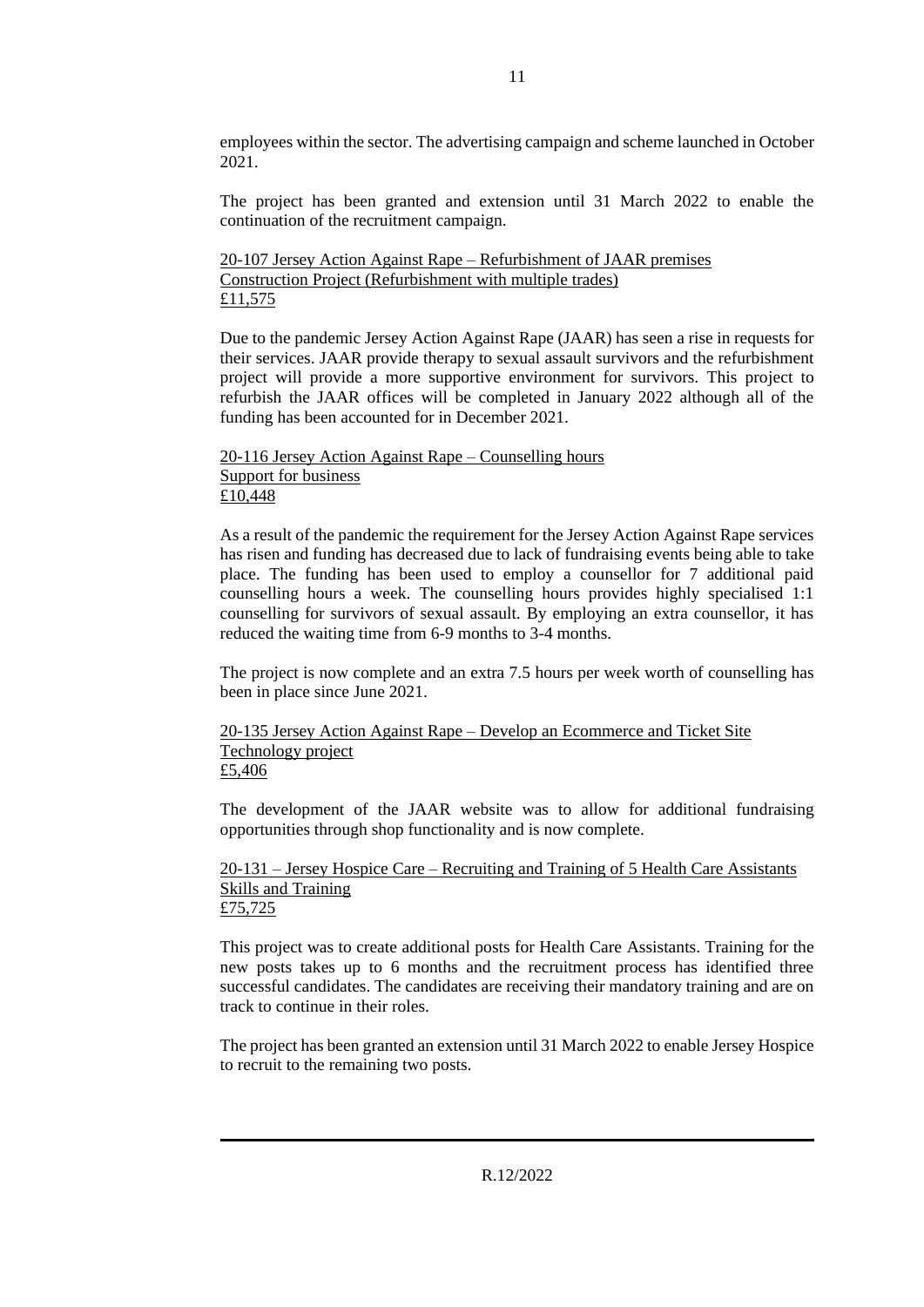employees within the sector. The advertising campaign and scheme launched in October 2021.

The project has been granted and extension until 31 March 2022 to enable the continuation of the recruitment campaign.

<u>20-107 Jersey Action Against Rape – Refurbishment of JAAR premises</u>
<u>Construction Project (Refurbishment with multiple trades)</u>
<u>£11,575</u>

Due to the pandemic Jersey Action Against Rape (JAAR) has seen a rise in requests for their services. JAAR provide therapy to sexual assault survivors and the refurbishment project will provide a more supportive environment for survivors. This project to refurbish the JAAR offices will be completed in January 2022 although all of the funding has been accounted for in December 2021.

<u>20-116 Jersey Action Against Rape – Counselling hours</u>
<u>Support for business</u>
<u>£10,448</u>

As a result of the pandemic the requirement for the Jersey Action Against Rape services has risen and funding has decreased due to lack of fundraising events being able to take place. The funding has been used to employ a counsellor for 7 additional paid counselling hours a week. The counselling hours provides highly specialised 1:1 counselling for survivors of sexual assault. By employing an extra counsellor, it has reduced the waiting time from 6-9 months to 3-4 months.

The project is now complete and an extra 7.5 hours per week worth of counselling has been in place since June 2021.

<u>20-135 Jersey Action Against Rape – Develop an Ecommerce and Ticket Site</u>
<u>Technology project</u>
<u>£5,406</u>

The development of the JAAR website was to allow for additional fundraising opportunities through shop functionality and is now complete.

<u>20-131 – Jersey Hospice Care – Recruiting and Training of 5 Health Care Assistants</u>
<u>Skills and Training</u>
<u>£75,725</u>

This project was to create additional posts for Health Care Assistants. Training for the new posts takes up to 6 months and the recruitment process has identified three successful candidates. The candidates are receiving their mandatory training and are on track to continue in their roles.

The project has been granted an extension until 31 March 2022 to enable Jersey Hospice to recruit to the remaining two posts.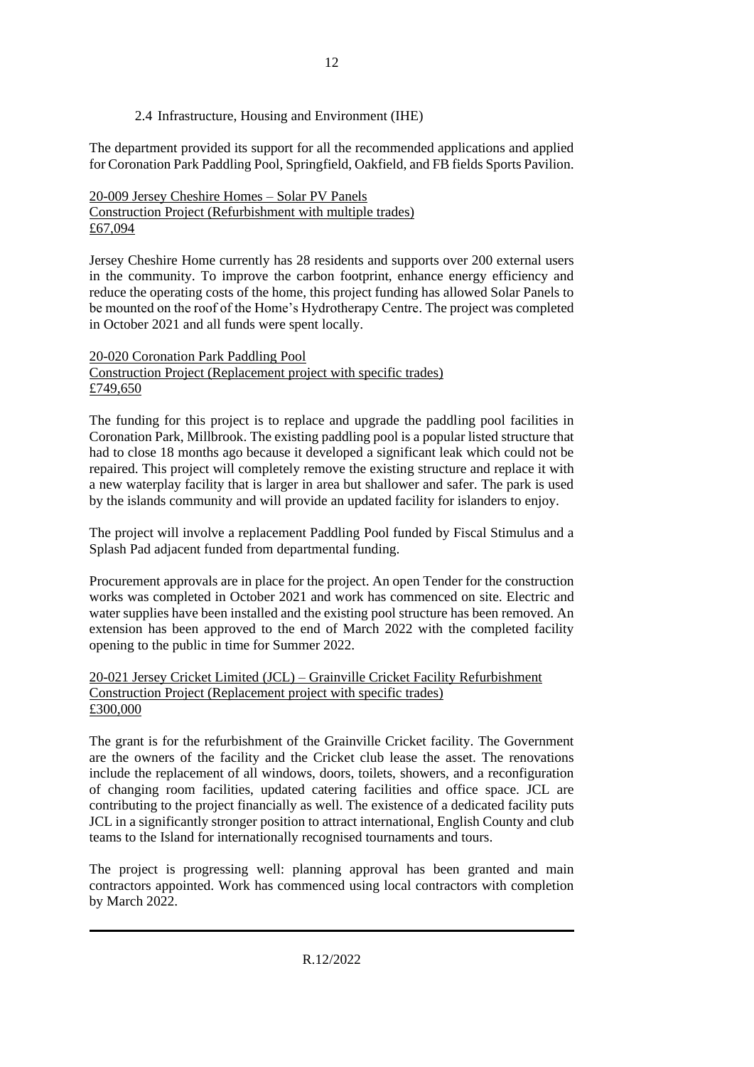### 2.4 Infrastructure, Housing and Environment (IHE)

The department provided its support for all the recommended applications and applied for Coronation Park Paddling Pool, Springfield, Oakfield, and FB fields Sports Pavilion.

20-009 Jersey Cheshire Homes – Solar PV Panels
Construction Project (Refurbishment with multiple trades)
£67,094

Jersey Cheshire Home currently has 28 residents and supports over 200 external users in the community. To improve the carbon footprint, enhance energy efficiency and reduce the operating costs of the home, this project funding has allowed Solar Panels to be mounted on the roof of the Home's Hydrotherapy Centre. The project was completed in October 2021 and all funds were spent locally.

20-020 Coronation Park Paddling Pool
Construction Project (Replacement project with specific trades)
£749,650

The funding for this project is to replace and upgrade the paddling pool facilities in Coronation Park, Millbrook. The existing paddling pool is a popular listed structure that had to close 18 months ago because it developed a significant leak which could not be repaired. This project will completely remove the existing structure and replace it with a new waterplay facility that is larger in area but shallower and safer. The park is used by the islands community and will provide an updated facility for islanders to enjoy.

The project will involve a replacement Paddling Pool funded by Fiscal Stimulus and a Splash Pad adjacent funded from departmental funding.

Procurement approvals are in place for the project. An open Tender for the construction works was completed in October 2021 and work has commenced on site. Electric and water supplies have been installed and the existing pool structure has been removed. An extension has been approved to the end of March 2022 with the completed facility opening to the public in time for Summer 2022.

20-021 Jersey Cricket Limited (JCL) – Grainville Cricket Facility Refurbishment
Construction Project (Replacement project with specific trades)
£300,000

The grant is for the refurbishment of the Grainville Cricket facility. The Government are the owners of the facility and the Cricket club lease the asset. The renovations include the replacement of all windows, doors, toilets, showers, and a reconfiguration of changing room facilities, updated catering facilities and office space. JCL are contributing to the project financially as well. The existence of a dedicated facility puts JCL in a significantly stronger position to attract international, English County and club teams to the Island for internationally recognised tournaments and tours.

The project is progressing well: planning approval has been granted and main contractors appointed. Work has commenced using local contractors with completion by March 2022.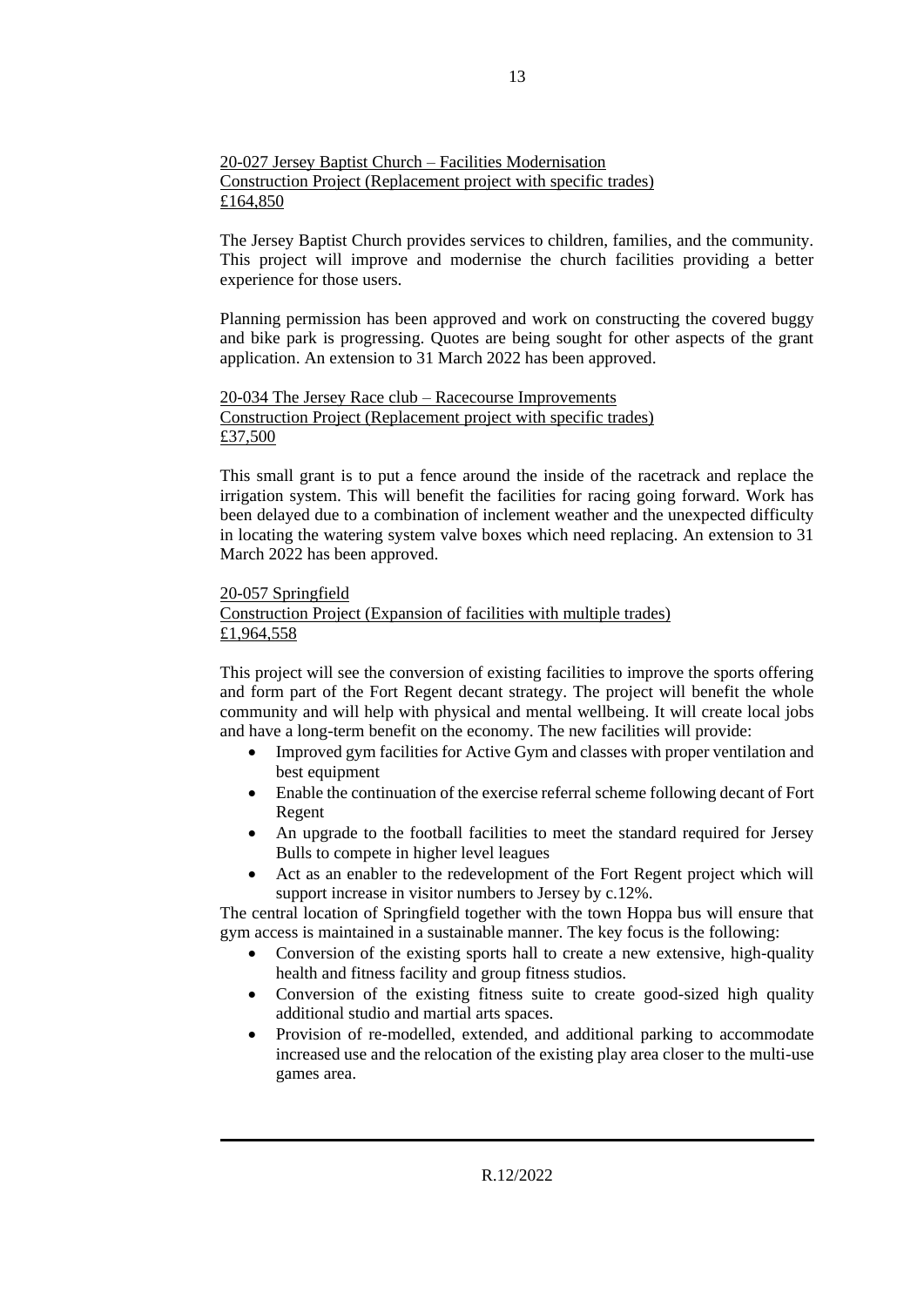20-027 Jersey Baptist Church – Facilities Modernisation
Construction Project (Replacement project with specific trades)
£164,850

The Jersey Baptist Church provides services to children, families, and the community. This project will improve and modernise the church facilities providing a better experience for those users.

Planning permission has been approved and work on constructing the covered buggy and bike park is progressing. Quotes are being sought for other aspects of the grant application. An extension to 31 March 2022 has been approved.

20-034 The Jersey Race club – Racecourse Improvements
Construction Project (Replacement project with specific trades)
£37,500

This small grant is to put a fence around the inside of the racetrack and replace the irrigation system. This will benefit the facilities for racing going forward. Work has been delayed due to a combination of inclement weather and the unexpected difficulty in locating the watering system valve boxes which need replacing. An extension to 31 March 2022 has been approved.

20-057 Springfield
Construction Project (Expansion of facilities with multiple trades)
£1,964,558

This project will see the conversion of existing facilities to improve the sports offering and form part of the Fort Regent decant strategy. The project will benefit the whole community and will help with physical and mental wellbeing. It will create local jobs and have a long-term benefit on the economy. The new facilities will provide:

- Improved gym facilities for Active Gym and classes with proper ventilation and best equipment
- Enable the continuation of the exercise referral scheme following decant of Fort Regent
- An upgrade to the football facilities to meet the standard required for Jersey Bulls to compete in higher level leagues
- Act as an enabler to the redevelopment of the Fort Regent project which will support increase in visitor numbers to Jersey by c.12%.

The central location of Springfield together with the town Hoppa bus will ensure that gym access is maintained in a sustainable manner. The key focus is the following:

- Conversion of the existing sports hall to create a new extensive, high-quality health and fitness facility and group fitness studios.
- Conversion of the existing fitness suite to create good-sized high quality additional studio and martial arts spaces.
- Provision of re-modelled, extended, and additional parking to accommodate increased use and the relocation of the existing play area closer to the multi-use games area.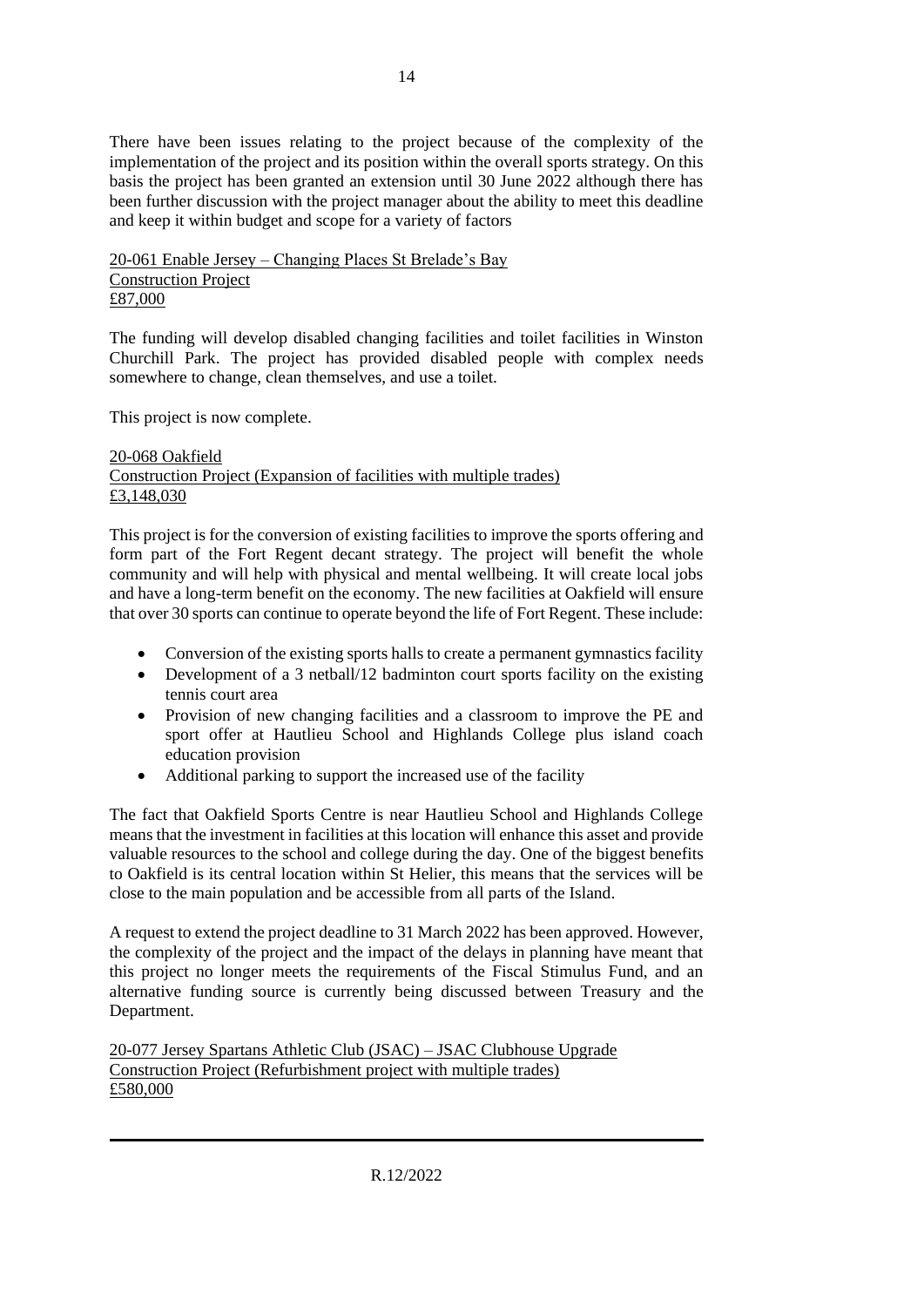There have been issues relating to the project because of the complexity of the implementation of the project and its position within the overall sports strategy. On this basis the project has been granted an extension until 30 June 2022 although there has been further discussion with the project manager about the ability to meet this deadline and keep it within budget and scope for a variety of factors

20-061 Enable Jersey – Changing Places St Brelade's Bay
Construction Project
£87,000

The funding will develop disabled changing facilities and toilet facilities in Winston Churchill Park. The project has provided disabled people with complex needs somewhere to change, clean themselves, and use a toilet.

This project is now complete.

20-068 Oakfield
Construction Project (Expansion of facilities with multiple trades)
£3,148,030

This project is for the conversion of existing facilities to improve the sports offering and form part of the Fort Regent decant strategy. The project will benefit the whole community and will help with physical and mental wellbeing. It will create local jobs and have a long-term benefit on the economy. The new facilities at Oakfield will ensure that over 30 sports can continue to operate beyond the life of Fort Regent. These include:

- Conversion of the existing sports halls to create a permanent gymnastics facility
- Development of a 3 netball/12 badminton court sports facility on the existing tennis court area
- Provision of new changing facilities and a classroom to improve the PE and sport offer at Hautlieu School and Highlands College plus island coach education provision
- Additional parking to support the increased use of the facility

The fact that Oakfield Sports Centre is near Hautlieu School and Highlands College means that the investment in facilities at this location will enhance this asset and provide valuable resources to the school and college during the day. One of the biggest benefits to Oakfield is its central location within St Helier, this means that the services will be close to the main population and be accessible from all parts of the Island.

A request to extend the project deadline to 31 March 2022 has been approved. However, the complexity of the project and the impact of the delays in planning have meant that this project no longer meets the requirements of the Fiscal Stimulus Fund, and an alternative funding source is currently being discussed between Treasury and the Department.

20-077 Jersey Spartans Athletic Club (JSAC) – JSAC Clubhouse Upgrade
Construction Project (Refurbishment project with multiple trades)
£580,000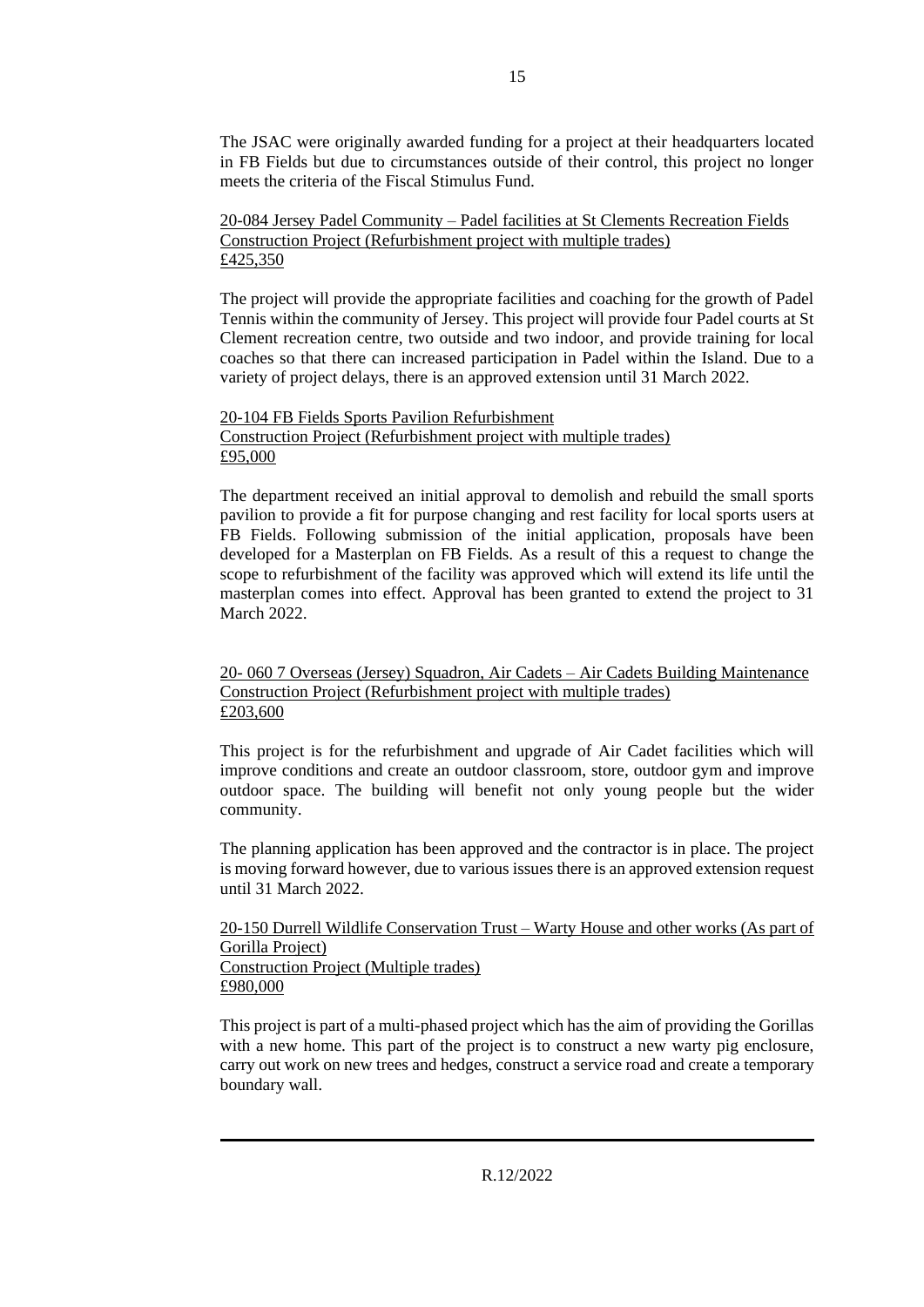The JSAC were originally awarded funding for a project at their headquarters located in FB Fields but due to circumstances outside of their control, this project no longer meets the criteria of the Fiscal Stimulus Fund.

<u>20-084 Jersey Padel Community – Padel facilities at St Clements Recreation Fields</u>
<u>Construction Project (Refurbishment project with multiple trades)</u>
<u>£425,350</u>

The project will provide the appropriate facilities and coaching for the growth of Padel Tennis within the community of Jersey. This project will provide four Padel courts at St Clement recreation centre, two outside and two indoor, and provide training for local coaches so that there can increased participation in Padel within the Island. Due to a variety of project delays, there is an approved extension until 31 March 2022.

<u>20-104 FB Fields Sports Pavilion Refurbishment</u>
<u>Construction Project (Refurbishment project with multiple trades)</u>
<u>£95,000</u>

The department received an initial approval to demolish and rebuild the small sports pavilion to provide a fit for purpose changing and rest facility for local sports users at FB Fields. Following submission of the initial application, proposals have been developed for a Masterplan on FB Fields. As a result of this a request to change the scope to refurbishment of the facility was approved which will extend its life until the masterplan comes into effect. Approval has been granted to extend the project to 31 March 2022.

<u>20- 060 7 Overseas (Jersey) Squadron, Air Cadets – Air Cadets Building Maintenance</u>
<u>Construction Project (Refurbishment project with multiple trades)</u>
<u>£203,600</u>

This project is for the refurbishment and upgrade of Air Cadet facilities which will improve conditions and create an outdoor classroom, store, outdoor gym and improve outdoor space. The building will benefit not only young people but the wider community.

The planning application has been approved and the contractor is in place. The project is moving forward however, due to various issues there is an approved extension request until 31 March 2022.

<u>20-150 Durrell Wildlife Conservation Trust – Warty House and other works (As part of Gorilla Project)</u>
<u>Construction Project (Multiple trades)</u>
<u>£980,000</u>

This project is part of a multi-phased project which has the aim of providing the Gorillas with a new home. This part of the project is to construct a new warty pig enclosure, carry out work on new trees and hedges, construct a service road and create a temporary boundary wall.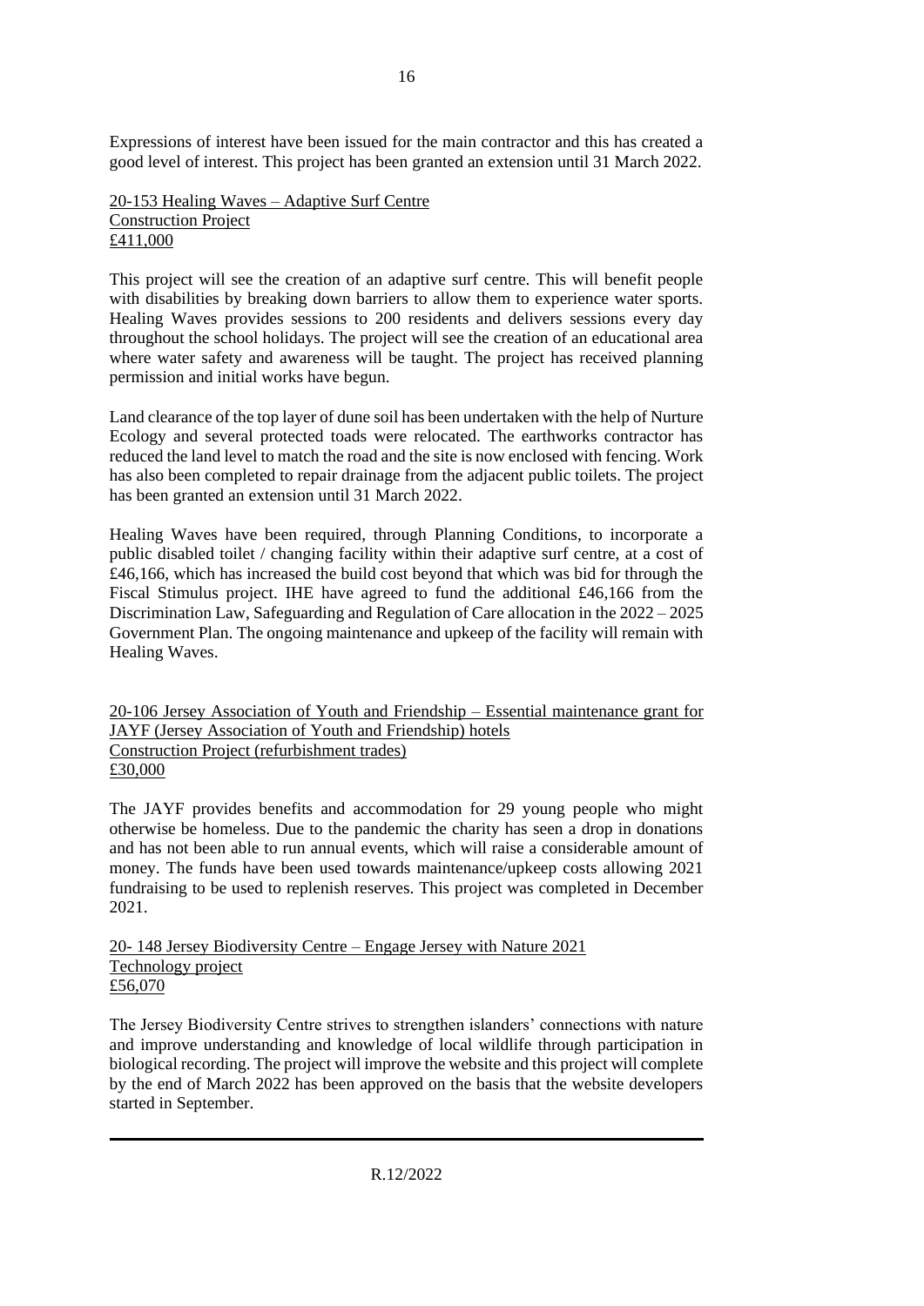Expressions of interest have been issued for the main contractor and this has created a good level of interest. This project has been granted an extension until 31 March 2022.

20-153 Healing Waves – Adaptive Surf Centre
Construction Project
£411,000

This project will see the creation of an adaptive surf centre. This will benefit people with disabilities by breaking down barriers to allow them to experience water sports. Healing Waves provides sessions to 200 residents and delivers sessions every day throughout the school holidays. The project will see the creation of an educational area where water safety and awareness will be taught. The project has received planning permission and initial works have begun.

Land clearance of the top layer of dune soil has been undertaken with the help of Nurture Ecology and several protected toads were relocated. The earthworks contractor has reduced the land level to match the road and the site is now enclosed with fencing. Work has also been completed to repair drainage from the adjacent public toilets. The project has been granted an extension until 31 March 2022.

Healing Waves have been required, through Planning Conditions, to incorporate a public disabled toilet / changing facility within their adaptive surf centre, at a cost of £46,166, which has increased the build cost beyond that which was bid for through the Fiscal Stimulus project. IHE have agreed to fund the additional £46,166 from the Discrimination Law, Safeguarding and Regulation of Care allocation in the 2022 – 2025 Government Plan. The ongoing maintenance and upkeep of the facility will remain with Healing Waves.

20-106 Jersey Association of Youth and Friendship – Essential maintenance grant for JAYF (Jersey Association of Youth and Friendship) hotels
Construction Project (refurbishment trades)
£30,000

The JAYF provides benefits and accommodation for 29 young people who might otherwise be homeless. Due to the pandemic the charity has seen a drop in donations and has not been able to run annual events, which will raise a considerable amount of money. The funds have been used towards maintenance/upkeep costs allowing 2021 fundraising to be used to replenish reserves. This project was completed in December 2021.

20- 148 Jersey Biodiversity Centre – Engage Jersey with Nature 2021
Technology project
£56,070

The Jersey Biodiversity Centre strives to strengthen islanders' connections with nature and improve understanding and knowledge of local wildlife through participation in biological recording. The project will improve the website and this project will complete by the end of March 2022 has been approved on the basis that the website developers started in September.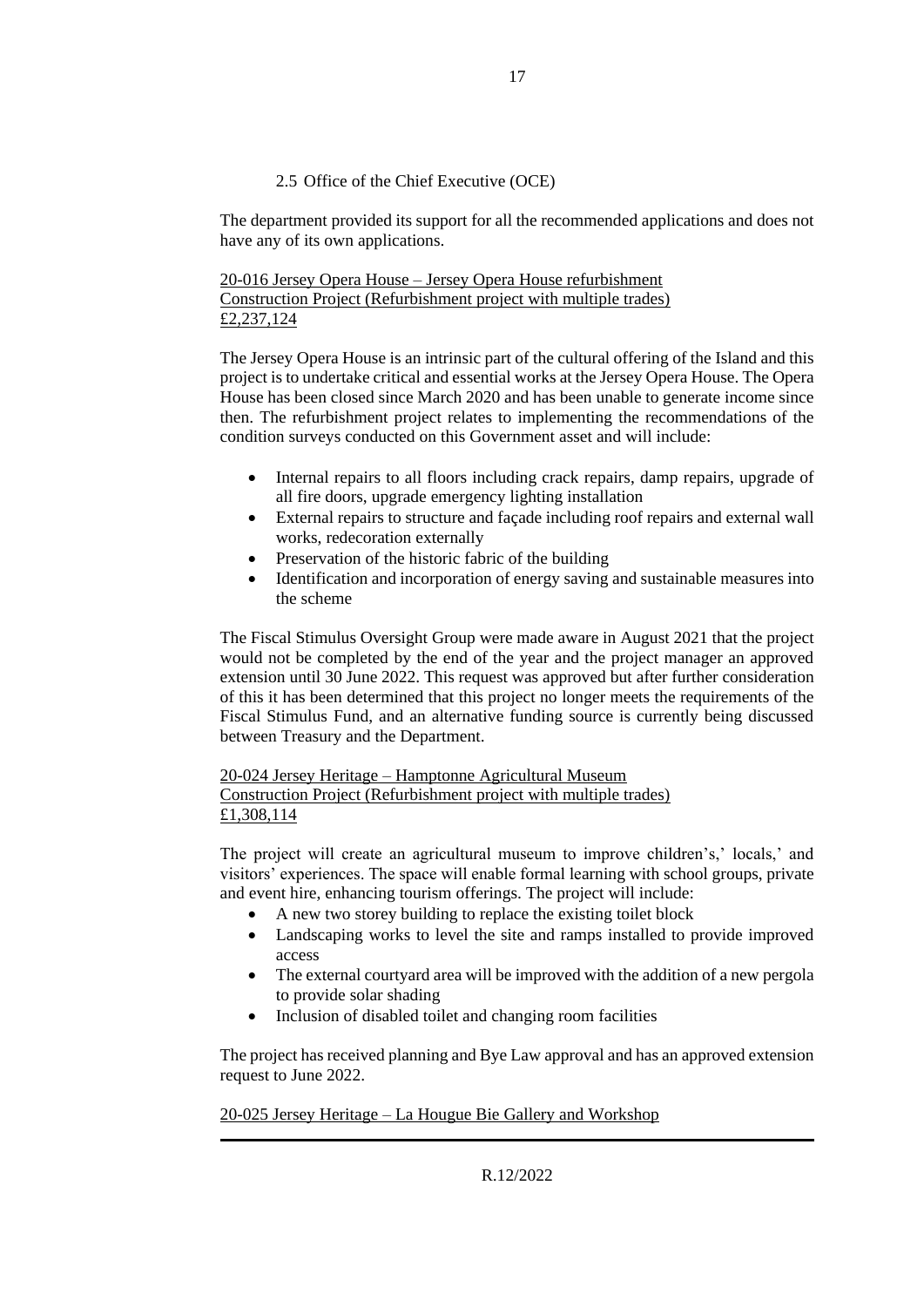### 2.5 Office of the Chief Executive (OCE)

The department provided its support for all the recommended applications and does not have any of its own applications.

20-016 Jersey Opera House – Jersey Opera House refurbishment
Construction Project (Refurbishment project with multiple trades)
£2,237,124

The Jersey Opera House is an intrinsic part of the cultural offering of the Island and this project is to undertake critical and essential works at the Jersey Opera House. The Opera House has been closed since March 2020 and has been unable to generate income since then. The refurbishment project relates to implementing the recommendations of the condition surveys conducted on this Government asset and will include:

- Internal repairs to all floors including crack repairs, damp repairs, upgrade of all fire doors, upgrade emergency lighting installation
- External repairs to structure and façade including roof repairs and external wall works, redecoration externally
- Preservation of the historic fabric of the building
- Identification and incorporation of energy saving and sustainable measures into the scheme

The Fiscal Stimulus Oversight Group were made aware in August 2021 that the project would not be completed by the end of the year and the project manager an approved extension until 30 June 2022. This request was approved but after further consideration of this it has been determined that this project no longer meets the requirements of the Fiscal Stimulus Fund, and an alternative funding source is currently being discussed between Treasury and the Department.

20-024 Jersey Heritage – Hamptonne Agricultural Museum
Construction Project (Refurbishment project with multiple trades)
£1,308,114

The project will create an agricultural museum to improve children's,' locals,' and visitors' experiences. The space will enable formal learning with school groups, private and event hire, enhancing tourism offerings. The project will include:

- A new two storey building to replace the existing toilet block
- Landscaping works to level the site and ramps installed to provide improved access
- The external courtyard area will be improved with the addition of a new pergola to provide solar shading
- Inclusion of disabled toilet and changing room facilities

The project has received planning and Bye Law approval and has an approved extension request to June 2022.

20-025 Jersey Heritage – La Hougue Bie Gallery and Workshop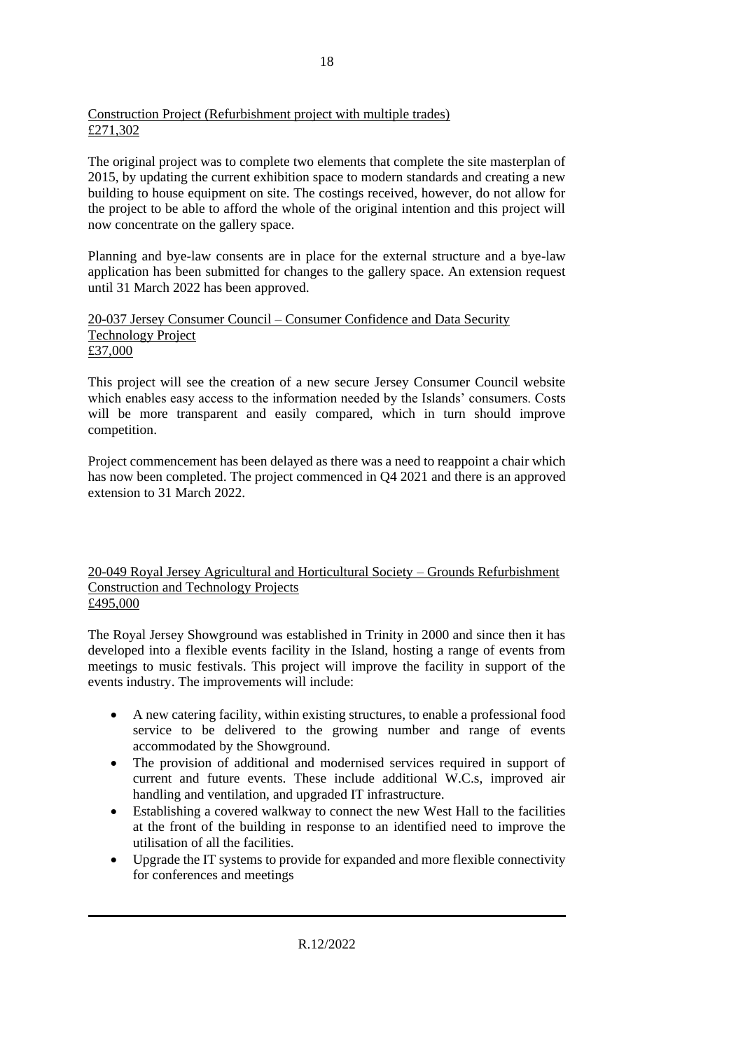Construction Project (Refurbishment project with multiple trades)
£271,302

The original project was to complete two elements that complete the site masterplan of 2015, by updating the current exhibition space to modern standards and creating a new building to house equipment on site. The costings received, however, do not allow for the project to be able to afford the whole of the original intention and this project will now concentrate on the gallery space.

Planning and bye-law consents are in place for the external structure and a bye-law application has been submitted for changes to the gallery space. An extension request until 31 March 2022 has been approved.

20-037 Jersey Consumer Council – Consumer Confidence and Data Security Technology Project
£37,000

This project will see the creation of a new secure Jersey Consumer Council website which enables easy access to the information needed by the Islands' consumers. Costs will be more transparent and easily compared, which in turn should improve competition.

Project commencement has been delayed as there was a need to reappoint a chair which has now been completed. The project commenced in Q4 2021 and there is an approved extension to 31 March 2022.

20-049 Royal Jersey Agricultural and Horticultural Society – Grounds Refurbishment Construction and Technology Projects
£495,000

The Royal Jersey Showground was established in Trinity in 2000 and since then it has developed into a flexible events facility in the Island, hosting a range of events from meetings to music festivals. This project will improve the facility in support of the events industry. The improvements will include:

- A new catering facility, within existing structures, to enable a professional food service to be delivered to the growing number and range of events accommodated by the Showground.
- The provision of additional and modernised services required in support of current and future events. These include additional W.C.s, improved air handling and ventilation, and upgraded IT infrastructure.
- Establishing a covered walkway to connect the new West Hall to the facilities at the front of the building in response to an identified need to improve the utilisation of all the facilities.
- Upgrade the IT systems to provide for expanded and more flexible connectivity for conferences and meetings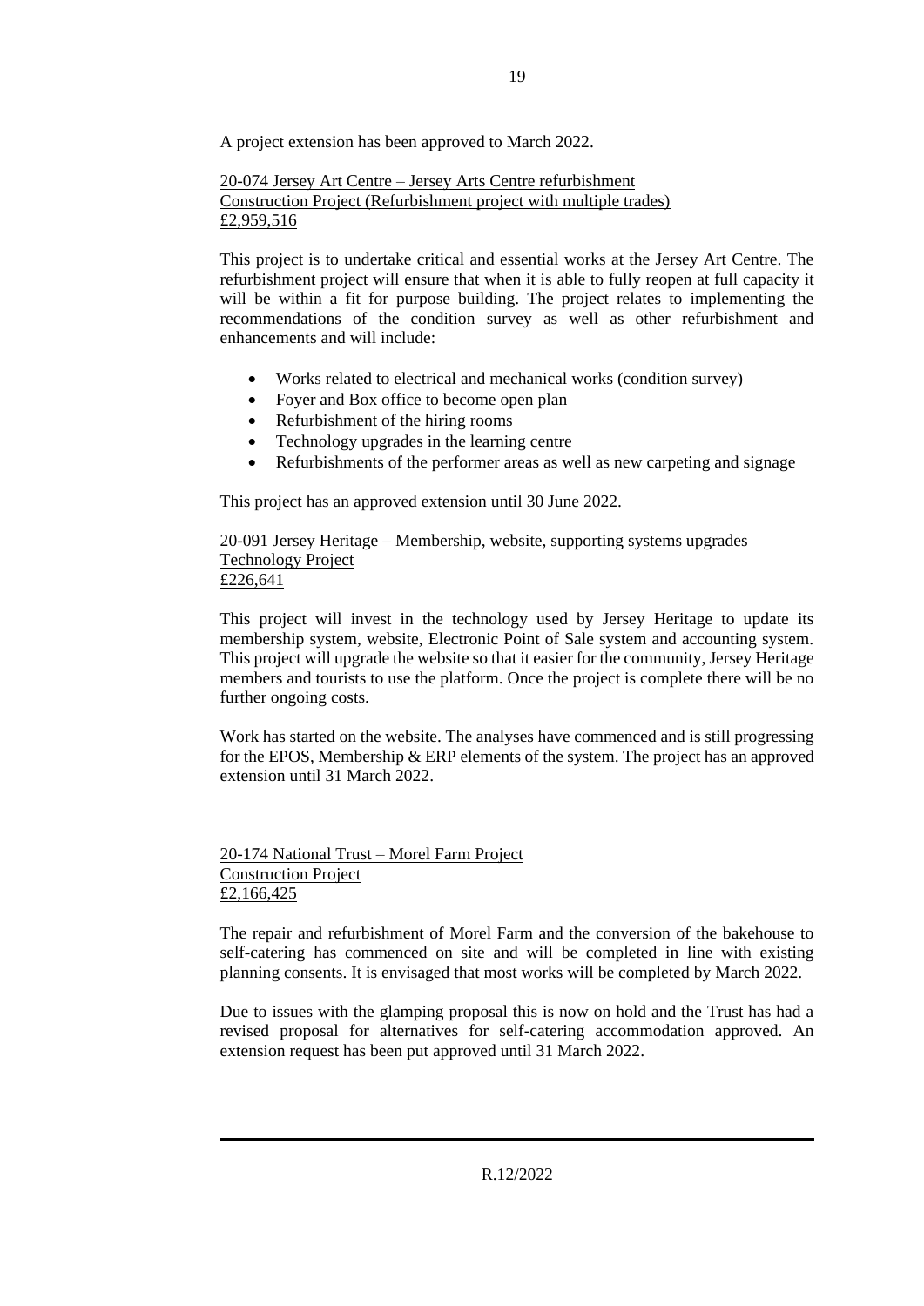A project extension has been approved to March 2022.

<u>20-074 Jersey Art Centre – Jersey Arts Centre refurbishment</u>
<u>Construction Project (Refurbishment project with multiple trades)</u>
<u>£2,959,516</u>

This project is to undertake critical and essential works at the Jersey Art Centre. The refurbishment project will ensure that when it is able to fully reopen at full capacity it will be within a fit for purpose building. The project relates to implementing the recommendations of the condition survey as well as other refurbishment and enhancements and will include:

- Works related to electrical and mechanical works (condition survey)
- Foyer and Box office to become open plan
- Refurbishment of the hiring rooms
- Technology upgrades in the learning centre
- Refurbishments of the performer areas as well as new carpeting and signage

This project has an approved extension until 30 June 2022.

<u>20-091 Jersey Heritage – Membership, website, supporting systems upgrades</u>
<u>Technology Project</u>
<u>£226,641</u>

This project will invest in the technology used by Jersey Heritage to update its membership system, website, Electronic Point of Sale system and accounting system. This project will upgrade the website so that it easier for the community, Jersey Heritage members and tourists to use the platform. Once the project is complete there will be no further ongoing costs.

Work has started on the website. The analyses have commenced and is still progressing for the EPOS, Membership & ERP elements of the system. The project has an approved extension until 31 March 2022.

<u>20-174 National Trust – Morel Farm Project</u>
<u>Construction Project</u>
<u>£2,166,425</u>

The repair and refurbishment of Morel Farm and the conversion of the bakehouse to self-catering has commenced on site and will be completed in line with existing planning consents. It is envisaged that most works will be completed by March 2022.

Due to issues with the glamping proposal this is now on hold and the Trust has had a revised proposal for alternatives for self-catering accommodation approved. An extension request has been put approved until 31 March 2022.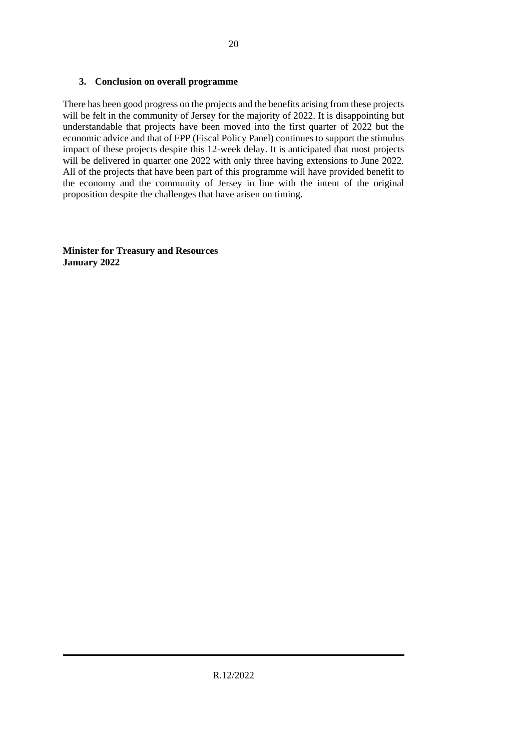### 3. Conclusion on overall programme

There has been good progress on the projects and the benefits arising from these projects will be felt in the community of Jersey for the majority of 2022. It is disappointing but understandable that projects have been moved into the first quarter of 2022 but the economic advice and that of FPP (Fiscal Policy Panel) continues to support the stimulus impact of these projects despite this 12-week delay. It is anticipated that most projects will be delivered in quarter one 2022 with only three having extensions to June 2022. All of the projects that have been part of this programme will have provided benefit to the economy and the community of Jersey in line with the intent of the original proposition despite the challenges that have arisen on timing.

**Minister for Treasury and Resources**
**January 2022**